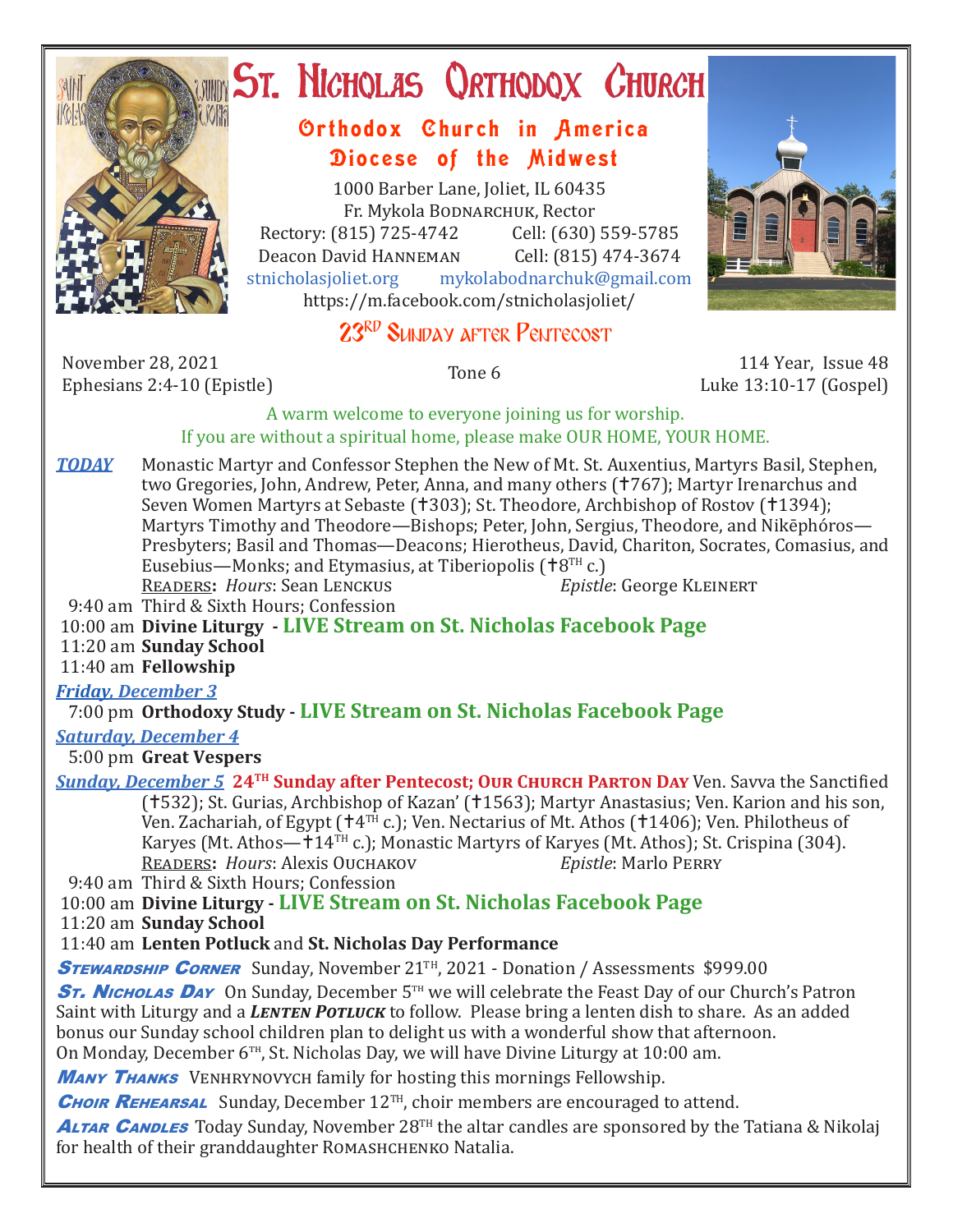# St. Nicholas Orthodox Church

## Orthodox Church in America
## Diocese of the Midwest

1000 Barber Lane, Joliet, IL 60435
Fr. Mykola Bodnarchuk, Rector
Rectory: (815) 725-4742 Cell: (630) 559-5785
Deacon David Hanneman Cell: (815) 474-3674
stnicholasjoliet.org mykolabodnarchuk@gmail.com
https://m.facebook.com/stnicholasjoliet/

## 23rd Sunday after Pentecost

November 28, 2021
Ephesians 2:4-10 (Epistle)

Tone 6

114 Year, Issue 48
Luke 13:10-17 (Gospel)

A warm welcome to everyone joining us for worship.
If you are without a spiritual home, please make OUR HOME, YOUR HOME.

***TODAY*** Monastic Martyr and Confessor Stephen the New of Mt. St. Auxentius, Martyrs Basil, Stephen, two Gregories, John, Andrew, Peter, Anna, and many others (✝767); Martyr Irenarchus and Seven Women Martyrs at Sebaste (✝303); St. Theodore, Archbishop of Rostov (✝1394); Martyrs Timothy and Theodore—Bishops; Peter, John, Sergius, Theodore, and Nikēphóros—Presbyters; Basil and Thomas—Deacons; Hierotheus, David, Chariton, Socrates, Comasius, and Eusebius—Monks; and Etymasius, at Tiberiopolis (✝8th c.)
Readers**:** *Hours*: Sean Lenckus *Epistle*: George Kleinert

9:40 am Third & Sixth Hours; Confession
10:00 am **Divine Liturgy - LIVE Stream on St. Nicholas Facebook Page**
11:20 am **Sunday School**
11:40 am **Fellowship**

***Friday, December 3***
7:00 pm **Orthodoxy Study - LIVE Stream on St. Nicholas Facebook Page**

***Saturday, December 4***
5:00 pm **Great Vespers**

***Sunday, December 5*** **24th Sunday after Pentecost; Our Church Parton Day** Ven. Savva the Sanctified (✝532); St. Gurias, Archbishop of Kazan' (✝1563); Martyr Anastasius; Ven. Karion and his son, Ven. Zachariah, of Egypt (✝4th c.); Ven. Nectarius of Mt. Athos (✝1406); Ven. Philotheus of Karyes (Mt. Athos—✝14th c.); Monastic Martyrs of Karyes (Mt. Athos); St. Crispina (304).
Readers**:** *Hours*: Alexis Ouchakov *Epistle*: Marlo Perry

9:40 am Third & Sixth Hours; Confession
10:00 am **Divine Liturgy - LIVE Stream on St. Nicholas Facebook Page**
11:20 am **Sunday School**
11:40 am **Lenten Potluck** and **St. Nicholas Day Performance**

***Stewardship Corner*** Sunday, November 21th, 2021 - Donation / Assessments $999.00

***St. Nicholas Day*** On Sunday, December 5th we will celebrate the Feast Day of our Church's Patron Saint with Liturgy and a ***Lenten Potluck*** to follow. Please bring a lenten dish to share. As an added bonus our Sunday school children plan to delight us with a wonderful show that afternoon. On Monday, December 6th, St. Nicholas Day, we will have Divine Liturgy at 10:00 am.

***Many Thanks*** Venhrynovych family for hosting this mornings Fellowship.

***Choir Rehearsal*** Sunday, December 12th, choir members are encouraged to attend.

***Altar Candles*** Today Sunday, November 28th the altar candles are sponsored by the Tatiana & Nikolaj for health of their granddaughter Romashchenko Natalia.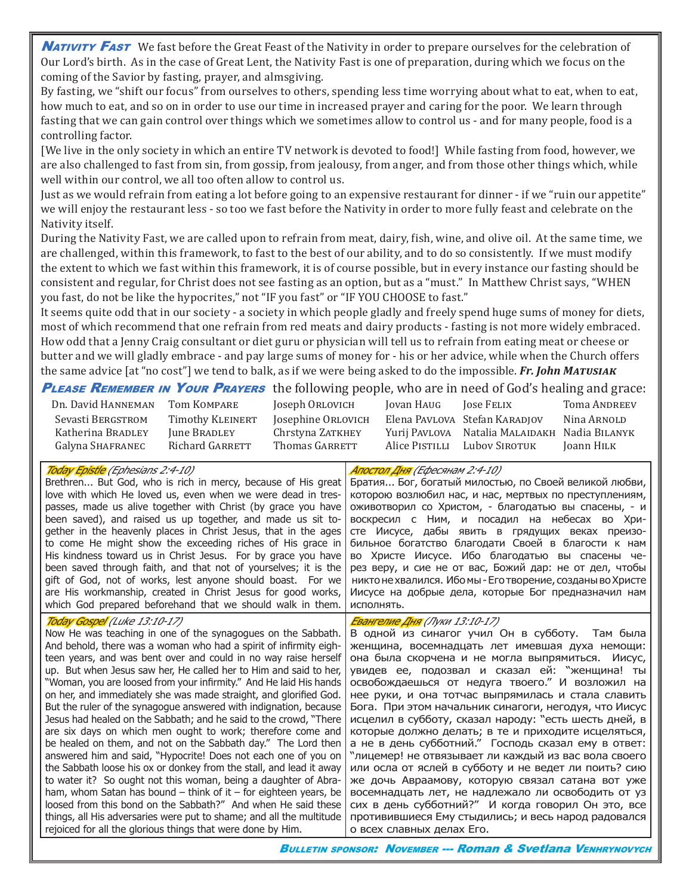**NATIVITY FAST** We fast before the Great Feast of the Nativity in order to prepare ourselves for the celebration of Our Lord's birth. As in the case of Great Lent, the Nativity Fast is one of preparation, during which we focus on the coming of the Savior by fasting, prayer, and almsgiving.

By fasting, we "shift our focus" from ourselves to others, spending less time worrying about what to eat, when to eat, how much to eat, and so on in order to use our time in increased prayer and caring for the poor. We learn through fasting that we can gain control over things which we sometimes allow to control us - and for many people, food is a controlling factor.

[We live in the only society in which an entire TV network is devoted to food!] While fasting from food, however, we are also challenged to fast from sin, from gossip, from jealousy, from anger, and from those other things which, while well within our control, we all too often allow to control us.

Just as we would refrain from eating a lot before going to an expensive restaurant for dinner - if we "ruin our appetite" we will enjoy the restaurant less - so too we fast before the Nativity in order to more fully feast and celebrate on the Nativity itself.

During the Nativity Fast, we are called upon to refrain from meat, dairy, fish, wine, and olive oil. At the same time, we are challenged, within this framework, to fast to the best of our ability, and to do so consistently. If we must modify the extent to which we fast within this framework, it is of course possible, but in every instance our fasting should be consistent and regular, for Christ does not see fasting as an option, but as a "must." In Matthew Christ says, "WHEN you fast, do not be like the hypocrites," not "IF you fast" or "IF YOU CHOOSE to fast."

It seems quite odd that in our society - a society in which people gladly and freely spend huge sums of money for diets, most of which recommend that one refrain from red meats and dairy products - fasting is not more widely embraced. How odd that a Jenny Craig consultant or diet guru or physician will tell us to refrain from eating meat or cheese or butter and we will gladly embrace - and pay large sums of money for - his or her advice, while when the Church offers the same advice [at "no cost"] we tend to balk, as if we were being asked to do the impossible. ***Fr. John MATUSIAK***

**PLEASE REMEMBER IN YOUR PRAYERS** the following people, who are in need of God's healing and grace:

| | | | | | |
|---|---|---|---|---|---|
| Dn. David HANNEMAN | Tom KOMPARE | Joseph ORLOVICH | Jovan HAUG | Jose FELIX | Toma ANDREEV |
| Sevasti BERGSTROM | Timothy KLEINERT | Josephine ORLOVICH | Elena PAVLOVA | Stefan KARADJOV | Nina ARNOLD |
| Katherina BRADLEY | June BRADLEY | Chrstyna ZATKHEY | Yurij PAVLOVA | Natalia MALAIDAKH | Nadia BILANYK |
| Galyna SHAFRANEC | Richard GARRETT | Thomas GARRETT | Alice PISTILLI | Lubov SIROTUK | Joann HILK |

*Today Epistle (Ephesians 2:4-10)*

Brethren... But God, who is rich in mercy, because of His great love with which He loved us, even when we were dead in trespasses, made us alive together with Christ (by grace you have been saved), and raised us up together, and made us sit together in the heavenly places in Christ Jesus, that in the ages to come He might show the exceeding riches of His grace in His kindness toward us in Christ Jesus. For by grace you have been saved through faith, and that not of yourselves; it is the gift of God, not of works, lest anyone should boast. For we are His workmanship, created in Christ Jesus for good works, which God prepared beforehand that we should walk in them.

*Апостол Дня (Ефесянам 2:4-10)*

Братия... Бог, богатый милостью, по Своей великой любви, которою возлюбил нас, и нас, мертвых по преступлениям, оживотворил со Христом, - благодатью вы спасены, - и воскресил с Ним, и посадил на небесах во Христе Иисусе, дабы явить в грядущих веках преизобильное богатство благодати Своей в благости к нам во Христе Иисусе. Ибо благодатью вы спасены через веру, и сие не от вас, Божий дар: не от дел, чтобы никто не хвалился. Ибо мы - Его творение, созданы во Христе Иисусе на добрые дела, которые Бог предназначил нам исполнять.

*Today Gospel (Luke 13:10-17)*

Now He was teaching in one of the synagogues on the Sabbath. And behold, there was a woman who had a spirit of infirmity eighteen years, and was bent over and could in no way raise herself up. But when Jesus saw her, He called her to Him and said to her, "Woman, you are loosed from your infirmity." And He laid His hands on her, and immediately she was made straight, and glorified God. But the ruler of the synagogue answered with indignation, because Jesus had healed on the Sabbath; and he said to the crowd, "There are six days on which men ought to work; therefore come and be healed on them, and not on the Sabbath day." The Lord then answered him and said, "Hypocrite! Does not each one of you on the Sabbath loose his ox or donkey from the stall, and lead it away to water it? So ought not this woman, being a daughter of Abraham, whom Satan has bound – think of it – for eighteen years, be loosed from this bond on the Sabbath?" And when He said these things, all His adversaries were put to shame; and all the multitude rejoiced for all the glorious things that were done by Him.

*Евангелие Дня (Луки 13:10-17)*

В одной из синагог учил Он в субботу. Там была женщина, восемнадцать лет имевшая духа немощи: она была скорчена и не могла выпрямиться. Иисус, увидев ее, подозвал и сказал ей: "женщина! ты освобождаешься от недуга твоего." И возложил на нее руки, и она тотчас выпрямилась и стала славить Бога. При этом начальник синагоги, негодуя, что Иисус исцелил в субботу, сказал народу: "есть шесть дней, в которые должно делать; в те и приходите исцеляться, а не в день субботний." Господь сказал ему в ответ: "лицемер! не отвязывает ли каждый из вас вола своего или осла от яслей в субботу и не ведет ли поить? сию же дочь Авраамову, которую связал сатана вот уже восемнадцать лет, не надлежало ли освободить от уз сих в день субботний?" И когда говорил Он это, все противившиеся Ему стыдились; и весь народ радовался о всех славных делах Его.

**BULLETIN SPONSOR: NOVEMBER --- Roman & Svetlana VENHRYNOVYCH**